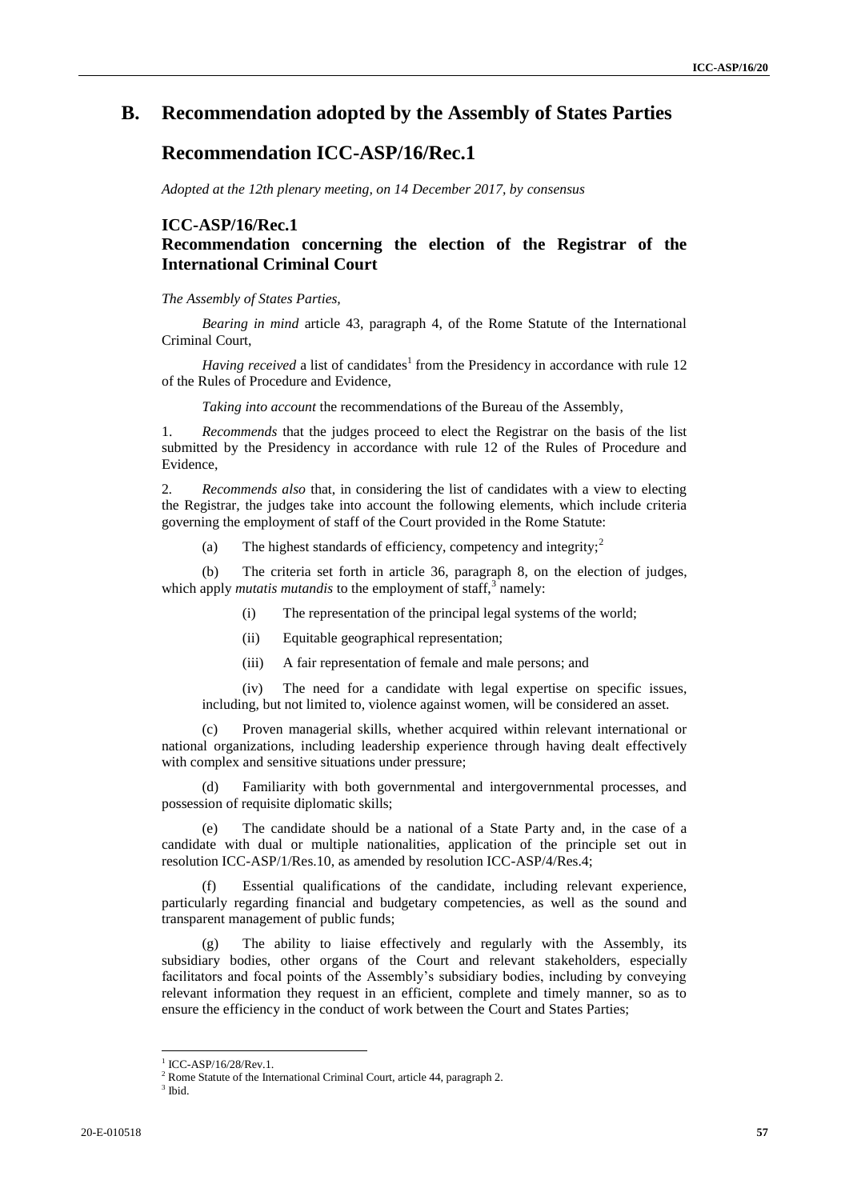# B. Recommendation adopted by the Assembly of States Parties

# Recommendation ICC-ASP/16/Rec.1

*Adopted at the 12th plenary meeting, on 14 December 2017, by consensus*

## ICC-ASP/16/Rec.1

## Recommendation concerning the election of the Registrar of the International Criminal Court

*The Assembly of States Parties,*

*Bearing in mind* article 43, paragraph 4, of the Rome Statute of the International Criminal Court,

*Having received* a list of candidates[1] from the Presidency in accordance with rule 12 of the Rules of Procedure and Evidence,

*Taking into account* the recommendations of the Bureau of the Assembly,

1. *Recommends* that the judges proceed to elect the Registrar on the basis of the list submitted by the Presidency in accordance with rule 12 of the Rules of Procedure and Evidence,

2. *Recommends also* that, in considering the list of candidates with a view to electing the Registrar, the judges take into account the following elements, which include criteria governing the employment of staff of the Court provided in the Rome Statute:

(a) The highest standards of efficiency, competency and integrity;[2]

(b) The criteria set forth in article 36, paragraph 8, on the election of judges, which apply *mutatis mutandis* to the employment of staff,[3] namely:

(i) The representation of the principal legal systems of the world;

(ii) Equitable geographical representation;

(iii) A fair representation of female and male persons; and

(iv) The need for a candidate with legal expertise on specific issues, including, but not limited to, violence against women, will be considered an asset.

(c) Proven managerial skills, whether acquired within relevant international or national organizations, including leadership experience through having dealt effectively with complex and sensitive situations under pressure;

(d) Familiarity with both governmental and intergovernmental processes, and possession of requisite diplomatic skills;

(e) The candidate should be a national of a State Party and, in the case of a candidate with dual or multiple nationalities, application of the principle set out in resolution ICC-ASP/1/Res.10, as amended by resolution ICC-ASP/4/Res.4;

(f) Essential qualifications of the candidate, including relevant experience, particularly regarding financial and budgetary competencies, as well as the sound and transparent management of public funds;

(g) The ability to liaise effectively and regularly with the Assembly, its subsidiary bodies, other organs of the Court and relevant stakeholders, especially facilitators and focal points of the Assembly's subsidiary bodies, including by conveying relevant information they request in an efficient, complete and timely manner, so as to ensure the efficiency in the conduct of work between the Court and States Parties;

---

[1] ICC-ASP/16/28/Rev.1.

[2] Rome Statute of the International Criminal Court, article 44, paragraph 2.

[3] Ibid.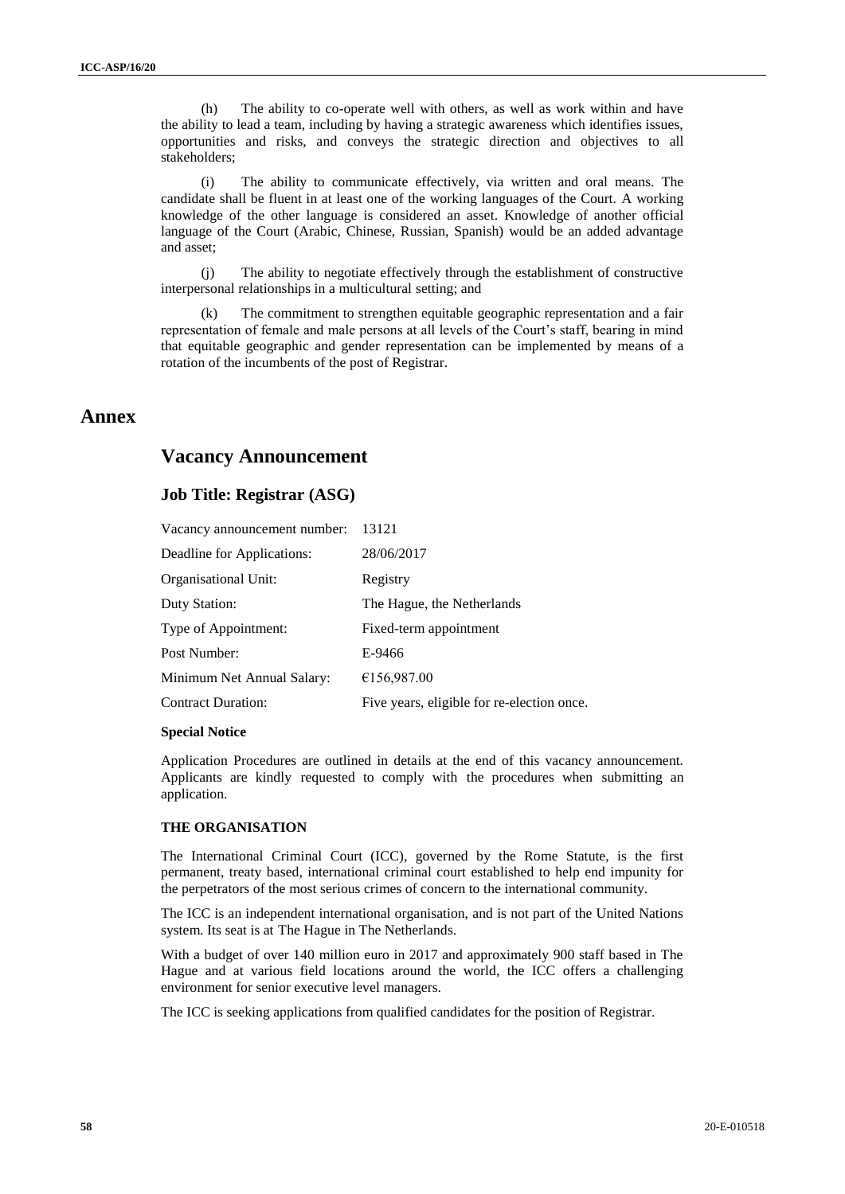(h) The ability to co-operate well with others, as well as work within and have the ability to lead a team, including by having a strategic awareness which identifies issues, opportunities and risks, and conveys the strategic direction and objectives to all stakeholders;

(i) The ability to communicate effectively, via written and oral means. The candidate shall be fluent in at least one of the working languages of the Court. A working knowledge of the other language is considered an asset. Knowledge of another official language of the Court (Arabic, Chinese, Russian, Spanish) would be an added advantage and asset;

(j) The ability to negotiate effectively through the establishment of constructive interpersonal relationships in a multicultural setting; and

(k) The commitment to strengthen equitable geographic representation and a fair representation of female and male persons at all levels of the Court's staff, bearing in mind that equitable geographic and gender representation can be implemented by means of a rotation of the incumbents of the post of Registrar.

# Annex

## Vacancy Announcement

### Job Title: Registrar (ASG)

| | |
|---|---|
| Vacancy announcement number: | 13121 |
| Deadline for Applications: | 28/06/2017 |
| Organisational Unit: | Registry |
| Duty Station: | The Hague, the Netherlands |
| Type of Appointment: | Fixed-term appointment |
| Post Number: | E-9466 |
| Minimum Net Annual Salary: | €156,987.00 |
| Contract Duration: | Five years, eligible for re-election once. |

**Special Notice**

Application Procedures are outlined in details at the end of this vacancy announcement. Applicants are kindly requested to comply with the procedures when submitting an application.

**THE ORGANISATION**

The International Criminal Court (ICC), governed by the Rome Statute, is the first permanent, treaty based, international criminal court established to help end impunity for the perpetrators of the most serious crimes of concern to the international community.

The ICC is an independent international organisation, and is not part of the United Nations system. Its seat is at The Hague in The Netherlands.

With a budget of over 140 million euro in 2017 and approximately 900 staff based in The Hague and at various field locations around the world, the ICC offers a challenging environment for senior executive level managers.

The ICC is seeking applications from qualified candidates for the position of Registrar.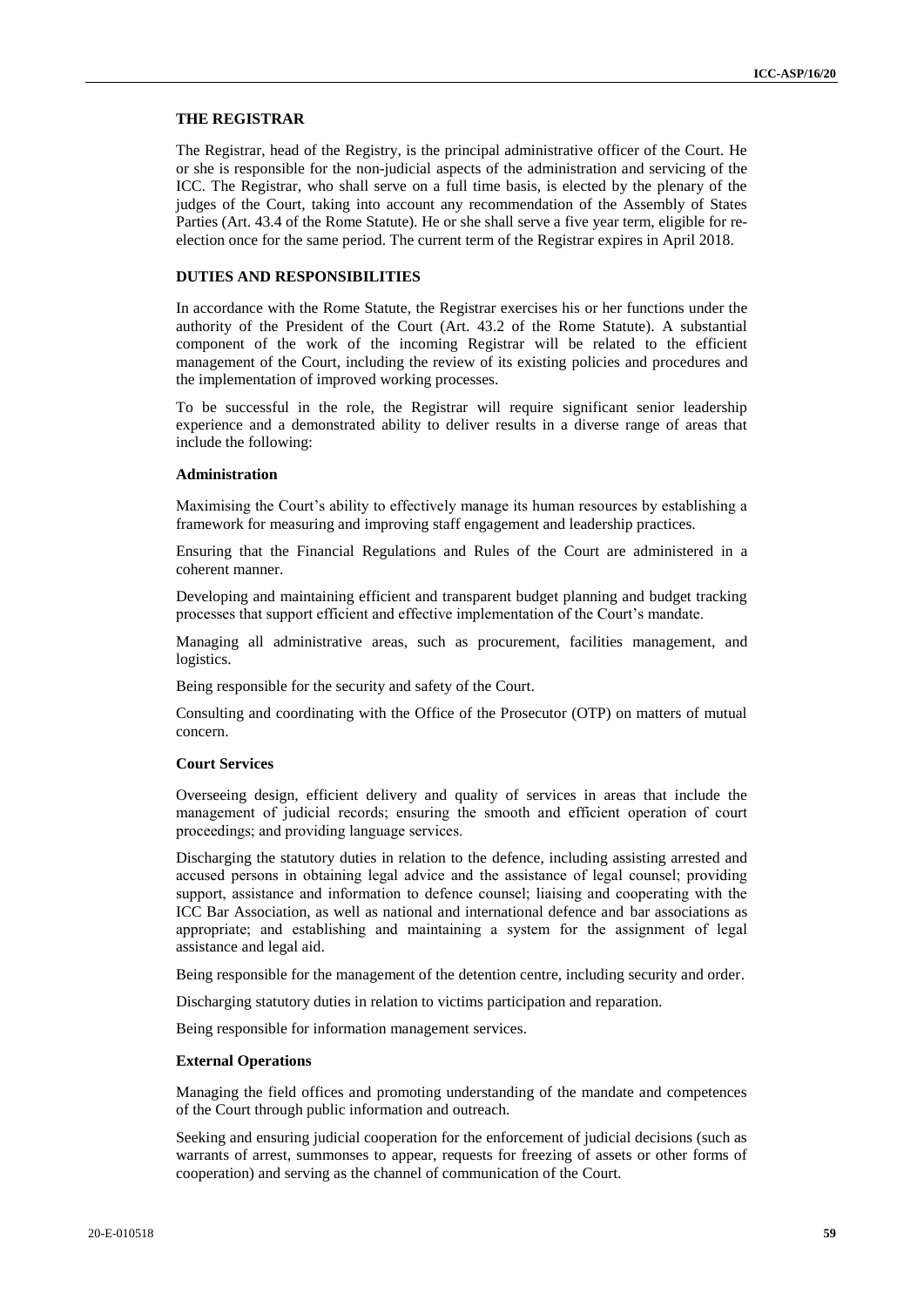## THE REGISTRAR

The Registrar, head of the Registry, is the principal administrative officer of the Court. He or she is responsible for the non-judicial aspects of the administration and servicing of the ICC. The Registrar, who shall serve on a full time basis, is elected by the plenary of the judges of the Court, taking into account any recommendation of the Assembly of States Parties (Art. 43.4 of the Rome Statute). He or she shall serve a five year term, eligible for re-election once for the same period. The current term of the Registrar expires in April 2018.

## DUTIES AND RESPONSIBILITIES

In accordance with the Rome Statute, the Registrar exercises his or her functions under the authority of the President of the Court (Art. 43.2 of the Rome Statute). A substantial component of the work of the incoming Registrar will be related to the efficient management of the Court, including the review of its existing policies and procedures and the implementation of improved working processes.

To be successful in the role, the Registrar will require significant senior leadership experience and a demonstrated ability to deliver results in a diverse range of areas that include the following:

### Administration

Maximising the Court's ability to effectively manage its human resources by establishing a framework for measuring and improving staff engagement and leadership practices.

Ensuring that the Financial Regulations and Rules of the Court are administered in a coherent manner.

Developing and maintaining efficient and transparent budget planning and budget tracking processes that support efficient and effective implementation of the Court's mandate.

Managing all administrative areas, such as procurement, facilities management, and logistics.

Being responsible for the security and safety of the Court.

Consulting and coordinating with the Office of the Prosecutor (OTP) on matters of mutual concern.

### Court Services

Overseeing design, efficient delivery and quality of services in areas that include the management of judicial records; ensuring the smooth and efficient operation of court proceedings; and providing language services.

Discharging the statutory duties in relation to the defence, including assisting arrested and accused persons in obtaining legal advice and the assistance of legal counsel; providing support, assistance and information to defence counsel; liaising and cooperating with the ICC Bar Association, as well as national and international defence and bar associations as appropriate; and establishing and maintaining a system for the assignment of legal assistance and legal aid.

Being responsible for the management of the detention centre, including security and order.

Discharging statutory duties in relation to victims participation and reparation.

Being responsible for information management services.

### External Operations

Managing the field offices and promoting understanding of the mandate and competences of the Court through public information and outreach.

Seeking and ensuring judicial cooperation for the enforcement of judicial decisions (such as warrants of arrest, summonses to appear, requests for freezing of assets or other forms of cooperation) and serving as the channel of communication of the Court.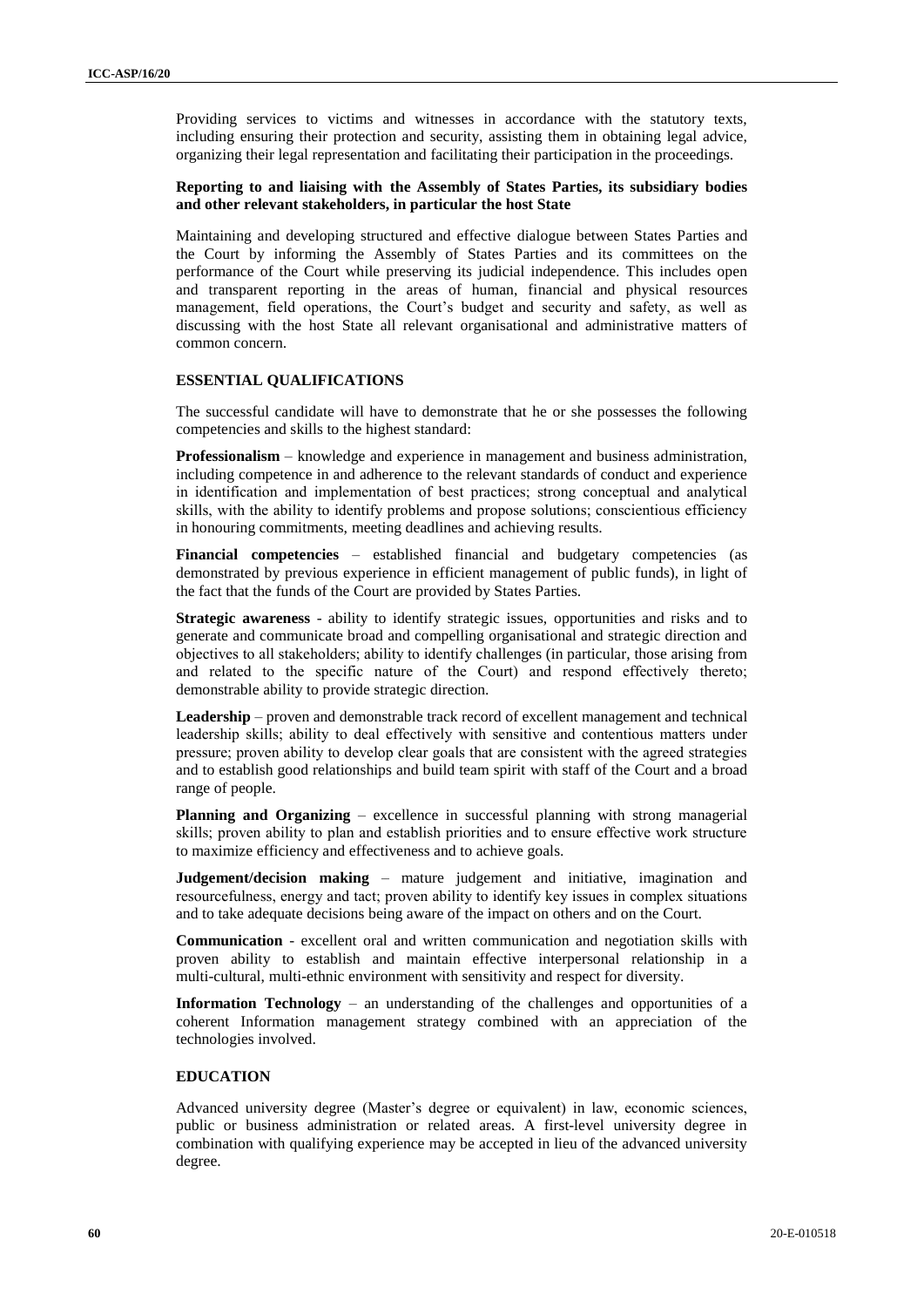Providing services to victims and witnesses in accordance with the statutory texts, including ensuring their protection and security, assisting them in obtaining legal advice, organizing their legal representation and facilitating their participation in the proceedings.

**Reporting to and liaising with the Assembly of States Parties, its subsidiary bodies and other relevant stakeholders, in particular the host State**

Maintaining and developing structured and effective dialogue between States Parties and the Court by informing the Assembly of States Parties and its committees on the performance of the Court while preserving its judicial independence. This includes open and transparent reporting in the areas of human, financial and physical resources management, field operations, the Court's budget and security and safety, as well as discussing with the host State all relevant organisational and administrative matters of common concern.

### ESSENTIAL QUALIFICATIONS

The successful candidate will have to demonstrate that he or she possesses the following competencies and skills to the highest standard:

**Professionalism** – knowledge and experience in management and business administration, including competence in and adherence to the relevant standards of conduct and experience in identification and implementation of best practices; strong conceptual and analytical skills, with the ability to identify problems and propose solutions; conscientious efficiency in honouring commitments, meeting deadlines and achieving results.

**Financial competencies** – established financial and budgetary competencies (as demonstrated by previous experience in efficient management of public funds), in light of the fact that the funds of the Court are provided by States Parties.

**Strategic awareness** - ability to identify strategic issues, opportunities and risks and to generate and communicate broad and compelling organisational and strategic direction and objectives to all stakeholders; ability to identify challenges (in particular, those arising from and related to the specific nature of the Court) and respond effectively thereto; demonstrable ability to provide strategic direction.

**Leadership** – proven and demonstrable track record of excellent management and technical leadership skills; ability to deal effectively with sensitive and contentious matters under pressure; proven ability to develop clear goals that are consistent with the agreed strategies and to establish good relationships and build team spirit with staff of the Court and a broad range of people.

**Planning and Organizing** – excellence in successful planning with strong managerial skills; proven ability to plan and establish priorities and to ensure effective work structure to maximize efficiency and effectiveness and to achieve goals.

**Judgement/decision making** – mature judgement and initiative, imagination and resourcefulness, energy and tact; proven ability to identify key issues in complex situations and to take adequate decisions being aware of the impact on others and on the Court.

**Communication** - excellent oral and written communication and negotiation skills with proven ability to establish and maintain effective interpersonal relationship in a multi-cultural, multi-ethnic environment with sensitivity and respect for diversity.

**Information Technology** – an understanding of the challenges and opportunities of a coherent Information management strategy combined with an appreciation of the technologies involved.

### EDUCATION

Advanced university degree (Master's degree or equivalent) in law, economic sciences, public or business administration or related areas. A first-level university degree in combination with qualifying experience may be accepted in lieu of the advanced university degree.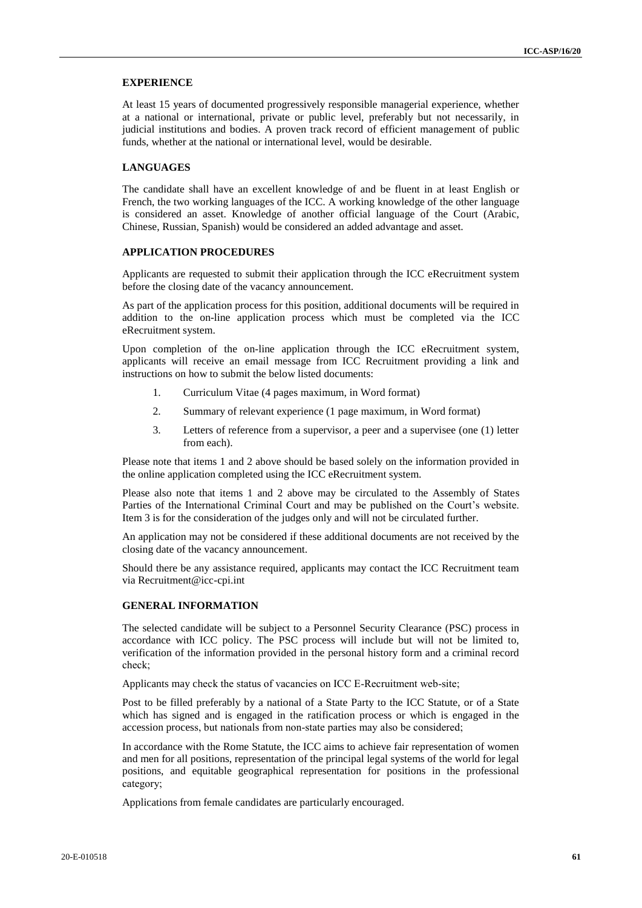### EXPERIENCE

At least 15 years of documented progressively responsible managerial experience, whether at a national or international, private or public level, preferably but not necessarily, in judicial institutions and bodies. A proven track record of efficient management of public funds, whether at the national or international level, would be desirable.

### LANGUAGES

The candidate shall have an excellent knowledge of and be fluent in at least English or French, the two working languages of the ICC. A working knowledge of the other language is considered an asset. Knowledge of another official language of the Court (Arabic, Chinese, Russian, Spanish) would be considered an added advantage and asset.

### APPLICATION PROCEDURES

Applicants are requested to submit their application through the ICC eRecruitment system before the closing date of the vacancy announcement.

As part of the application process for this position, additional documents will be required in addition to the on-line application process which must be completed via the ICC eRecruitment system.

Upon completion of the on-line application through the ICC eRecruitment system, applicants will receive an email message from ICC Recruitment providing a link and instructions on how to submit the below listed documents:

1. Curriculum Vitae (4 pages maximum, in Word format)
2. Summary of relevant experience (1 page maximum, in Word format)
3. Letters of reference from a supervisor, a peer and a supervisee (one (1) letter from each).

Please note that items 1 and 2 above should be based solely on the information provided in the online application completed using the ICC eRecruitment system.

Please also note that items 1 and 2 above may be circulated to the Assembly of States Parties of the International Criminal Court and may be published on the Court's website. Item 3 is for the consideration of the judges only and will not be circulated further.

An application may not be considered if these additional documents are not received by the closing date of the vacancy announcement.

Should there be any assistance required, applicants may contact the ICC Recruitment team via Recruitment@icc-cpi.int

### GENERAL INFORMATION

The selected candidate will be subject to a Personnel Security Clearance (PSC) process in accordance with ICC policy. The PSC process will include but will not be limited to, verification of the information provided in the personal history form and a criminal record check;

Applicants may check the status of vacancies on ICC E-Recruitment web-site;

Post to be filled preferably by a national of a State Party to the ICC Statute, or of a State which has signed and is engaged in the ratification process or which is engaged in the accession process, but nationals from non-state parties may also be considered;

In accordance with the Rome Statute, the ICC aims to achieve fair representation of women and men for all positions, representation of the principal legal systems of the world for legal positions, and equitable geographical representation for positions in the professional category;

Applications from female candidates are particularly encouraged.